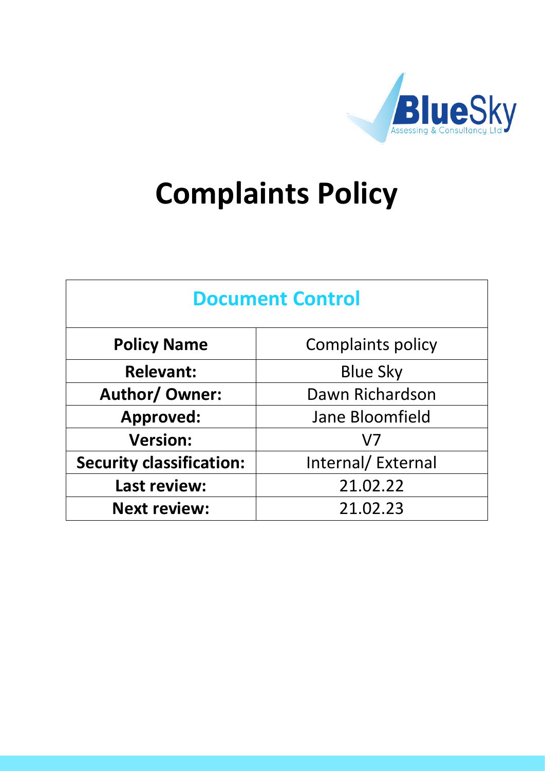# Complaints Policy

| Document Control | |
|---|---|
| **Policy Name** | Complaints policy |
| **Relevant:** | Blue Sky |
| **Author/ Owner:** | Dawn Richardson |
| **Approved:** | Jane Bloomfield |
| **Version:** | V7 |
| **Security classification:** | Internal/ External |
| **Last review:** | 21.02.22 |
| **Next review:** | 21.02.23 |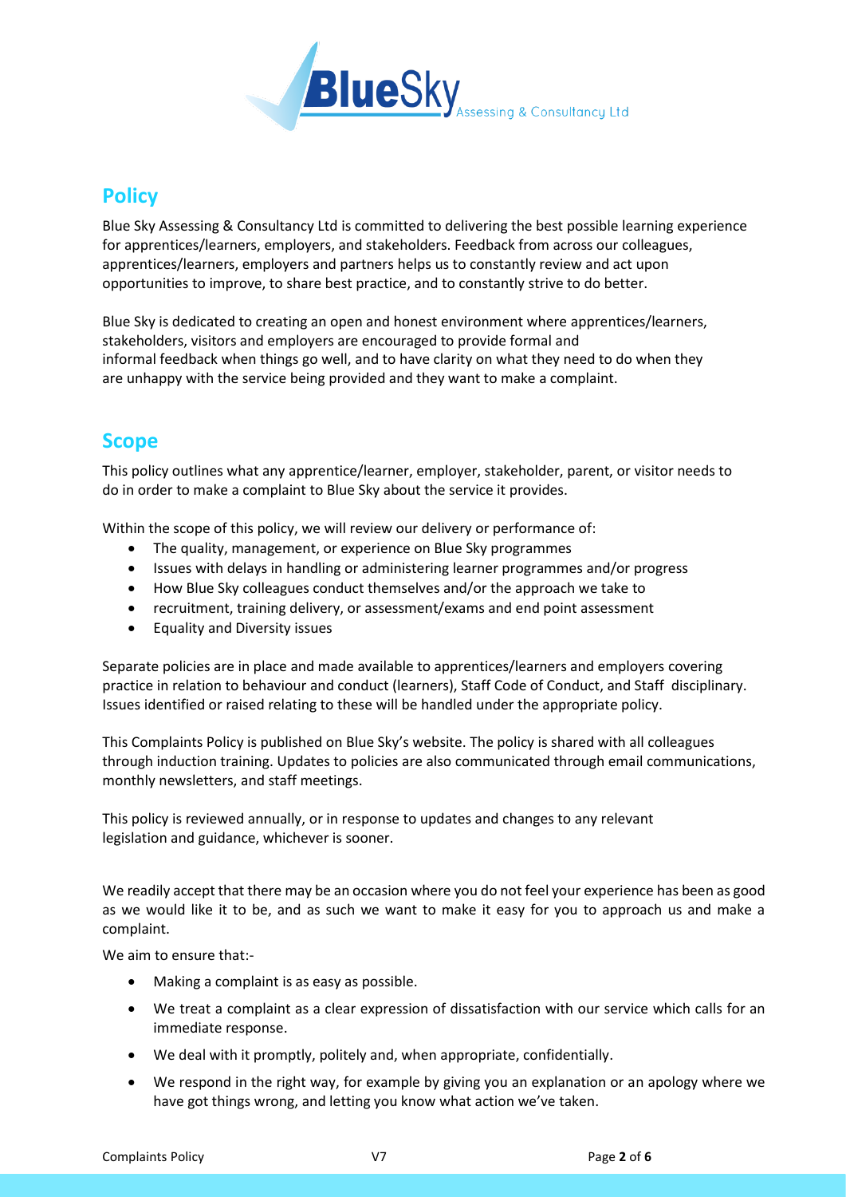## Policy

Blue Sky Assessing & Consultancy Ltd is committed to delivering the best possible learning experience for apprentices/learners, employers, and stakeholders. Feedback from across our colleagues, apprentices/learners, employers and partners helps us to constantly review and act upon opportunities to improve, to share best practice, and to constantly strive to do better.

Blue Sky is dedicated to creating an open and honest environment where apprentices/learners, stakeholders, visitors and employers are encouraged to provide formal and informal feedback when things go well, and to have clarity on what they need to do when they are unhappy with the service being provided and they want to make a complaint.

## Scope

This policy outlines what any apprentice/learner, employer, stakeholder, parent, or visitor needs to do in order to make a complaint to Blue Sky about the service it provides.

Within the scope of this policy, we will review our delivery or performance of:

- The quality, management, or experience on Blue Sky programmes
- Issues with delays in handling or administering learner programmes and/or progress
- How Blue Sky colleagues conduct themselves and/or the approach we take to
- recruitment, training delivery, or assessment/exams and end point assessment
- Equality and Diversity issues

Separate policies are in place and made available to apprentices/learners and employers covering practice in relation to behaviour and conduct (learners), Staff Code of Conduct, and Staff disciplinary. Issues identified or raised relating to these will be handled under the appropriate policy.

This Complaints Policy is published on Blue Sky's website. The policy is shared with all colleagues through induction training. Updates to policies are also communicated through email communications, monthly newsletters, and staff meetings.

This policy is reviewed annually, or in response to updates and changes to any relevant legislation and guidance, whichever is sooner.

We readily accept that there may be an occasion where you do not feel your experience has been as good as we would like it to be, and as such we want to make it easy for you to approach us and make a complaint.

We aim to ensure that:-

- Making a complaint is as easy as possible.
- We treat a complaint as a clear expression of dissatisfaction with our service which calls for an immediate response.
- We deal with it promptly, politely and, when appropriate, confidentially.
- We respond in the right way, for example by giving you an explanation or an apology where we have got things wrong, and letting you know what action we've taken.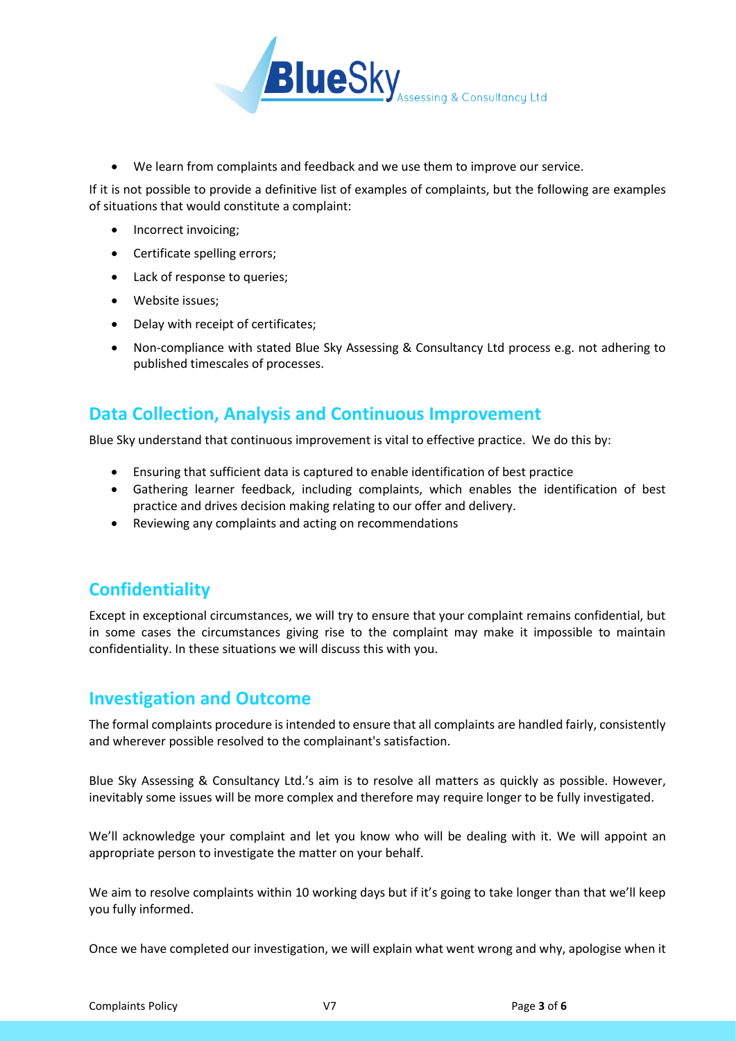- We learn from complaints and feedback and we use them to improve our service.

If it is not possible to provide a definitive list of examples of complaints, but the following are examples of situations that would constitute a complaint:

- Incorrect invoicing;
- Certificate spelling errors;
- Lack of response to queries;
- Website issues;
- Delay with receipt of certificates;
- Non-compliance with stated Blue Sky Assessing & Consultancy Ltd process e.g. not adhering to published timescales of processes.

## Data Collection, Analysis and Continuous Improvement

Blue Sky understand that continuous improvement is vital to effective practice. We do this by:

- Ensuring that sufficient data is captured to enable identification of best practice
- Gathering learner feedback, including complaints, which enables the identification of best practice and drives decision making relating to our offer and delivery.
- Reviewing any complaints and acting on recommendations

## Confidentiality

Except in exceptional circumstances, we will try to ensure that your complaint remains confidential, but in some cases the circumstances giving rise to the complaint may make it impossible to maintain confidentiality. In these situations we will discuss this with you.

## Investigation and Outcome

The formal complaints procedure is intended to ensure that all complaints are handled fairly, consistently and wherever possible resolved to the complainant's satisfaction.

Blue Sky Assessing & Consultancy Ltd.'s aim is to resolve all matters as quickly as possible. However, inevitably some issues will be more complex and therefore may require longer to be fully investigated.

We'll acknowledge your complaint and let you know who will be dealing with it. We will appoint an appropriate person to investigate the matter on your behalf.

We aim to resolve complaints within 10 working days but if it's going to take longer than that we'll keep you fully informed.

Once we have completed our investigation, we will explain what went wrong and why, apologise when it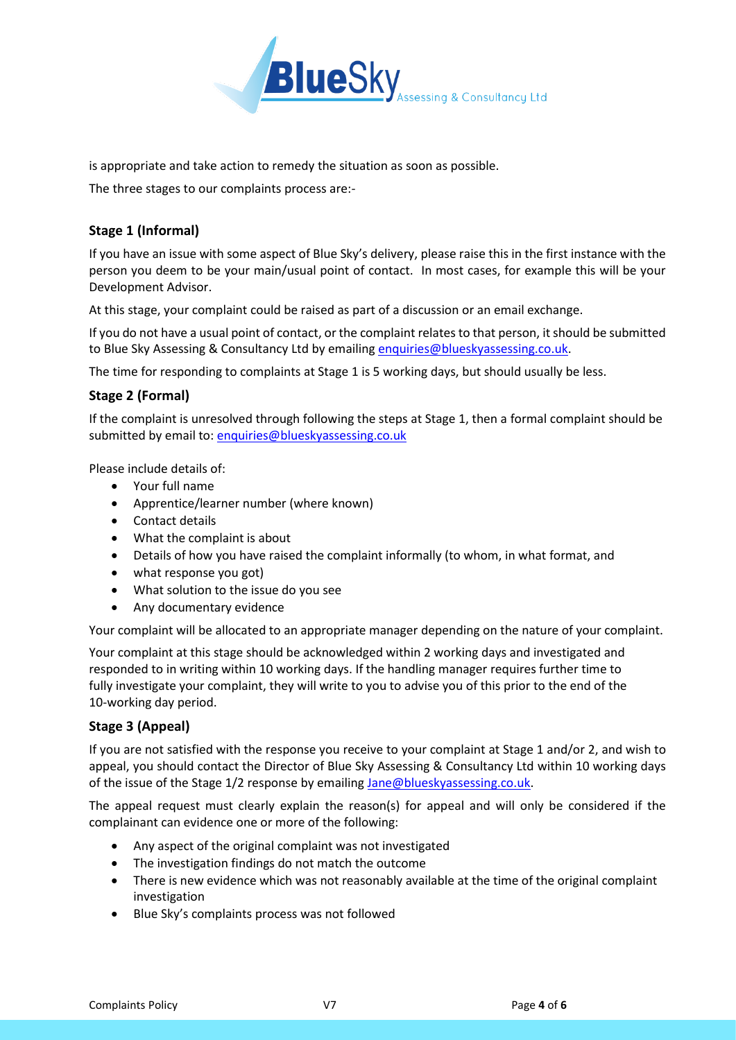is appropriate and take action to remedy the situation as soon as possible.

The three stages to our complaints process are:-

### Stage 1 (Informal)

If you have an issue with some aspect of Blue Sky's delivery, please raise this in the first instance with the person you deem to be your main/usual point of contact. In most cases, for example this will be your Development Advisor.

At this stage, your complaint could be raised as part of a discussion or an email exchange.

If you do not have a usual point of contact, or the complaint relates to that person, it should be submitted to Blue Sky Assessing & Consultancy Ltd by emailing enquiries@blueskyassessing.co.uk.

The time for responding to complaints at Stage 1 is 5 working days, but should usually be less.

### Stage 2 (Formal)

If the complaint is unresolved through following the steps at Stage 1, then a formal complaint should be submitted by email to: enquiries@blueskyassessing.co.uk

Please include details of:

- Your full name
- Apprentice/learner number (where known)
- Contact details
- What the complaint is about
- Details of how you have raised the complaint informally (to whom, in what format, and
- what response you got)
- What solution to the issue do you see
- Any documentary evidence

Your complaint will be allocated to an appropriate manager depending on the nature of your complaint.

Your complaint at this stage should be acknowledged within 2 working days and investigated and responded to in writing within 10 working days. If the handling manager requires further time to fully investigate your complaint, they will write to you to advise you of this prior to the end of the 10-working day period.

### Stage 3 (Appeal)

If you are not satisfied with the response you receive to your complaint at Stage 1 and/or 2, and wish to appeal, you should contact the Director of Blue Sky Assessing & Consultancy Ltd within 10 working days of the issue of the Stage 1/2 response by emailing Jane@blueskyassessing.co.uk.

The appeal request must clearly explain the reason(s) for appeal and will only be considered if the complainant can evidence one or more of the following:

- Any aspect of the original complaint was not investigated
- The investigation findings do not match the outcome
- There is new evidence which was not reasonably available at the time of the original complaint investigation
- Blue Sky's complaints process was not followed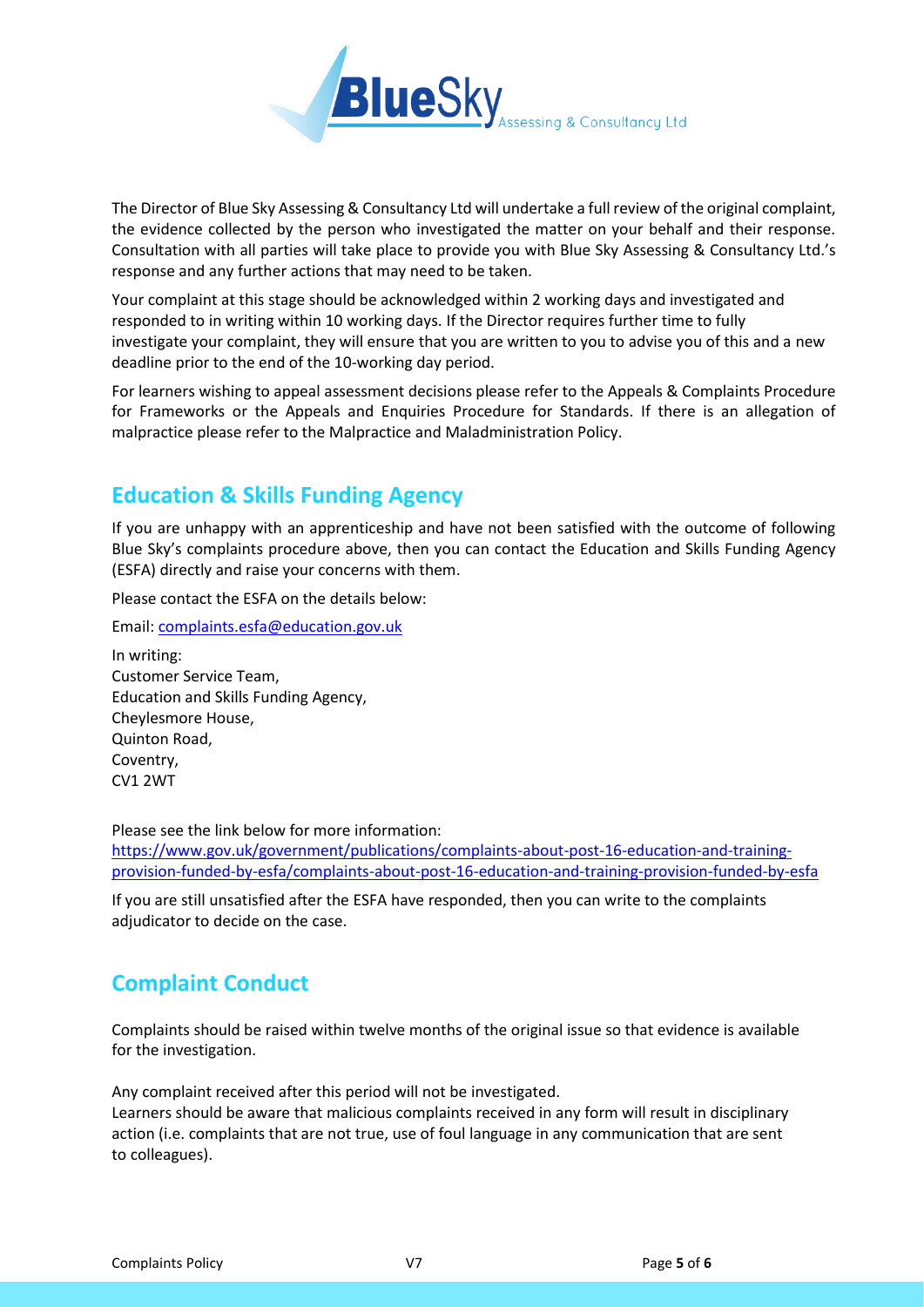The Director of Blue Sky Assessing & Consultancy Ltd will undertake a full review of the original complaint, the evidence collected by the person who investigated the matter on your behalf and their response. Consultation with all parties will take place to provide you with Blue Sky Assessing & Consultancy Ltd.'s response and any further actions that may need to be taken.

Your complaint at this stage should be acknowledged within 2 working days and investigated and responded to in writing within 10 working days. If the Director requires further time to fully investigate your complaint, they will ensure that you are written to you to advise you of this and a new deadline prior to the end of the 10-working day period.

For learners wishing to appeal assessment decisions please refer to the Appeals & Complaints Procedure for Frameworks or the Appeals and Enquiries Procedure for Standards. If there is an allegation of malpractice please refer to the Malpractice and Maladministration Policy.

## Education & Skills Funding Agency

If you are unhappy with an apprenticeship and have not been satisfied with the outcome of following Blue Sky's complaints procedure above, then you can contact the Education and Skills Funding Agency (ESFA) directly and raise your concerns with them.

Please contact the ESFA on the details below:

Email: [complaints.esfa@education.gov.uk](mailto:complaints.esfa@education.gov.uk)

In writing:
Customer Service Team,
Education and Skills Funding Agency,
Cheylesmore House,
Quinton Road,
Coventry,
CV1 2WT

Please see the link below for more information:
[https://www.gov.uk/government/publications/complaints-about-post-16-education-and-training-provision-funded-by-esfa/complaints-about-post-16-education-and-training-provision-funded-by-esfa](https://www.gov.uk/government/publications/complaints-about-post-16-education-and-training-provision-funded-by-esfa/complaints-about-post-16-education-and-training-provision-funded-by-esfa)

If you are still unsatisfied after the ESFA have responded, then you can write to the complaints adjudicator to decide on the case.

## Complaint Conduct

Complaints should be raised within twelve months of the original issue so that evidence is available for the investigation.

Any complaint received after this period will not be investigated.
Learners should be aware that malicious complaints received in any form will result in disciplinary action (i.e. complaints that are not true, use of foul language in any communication that are sent to colleagues).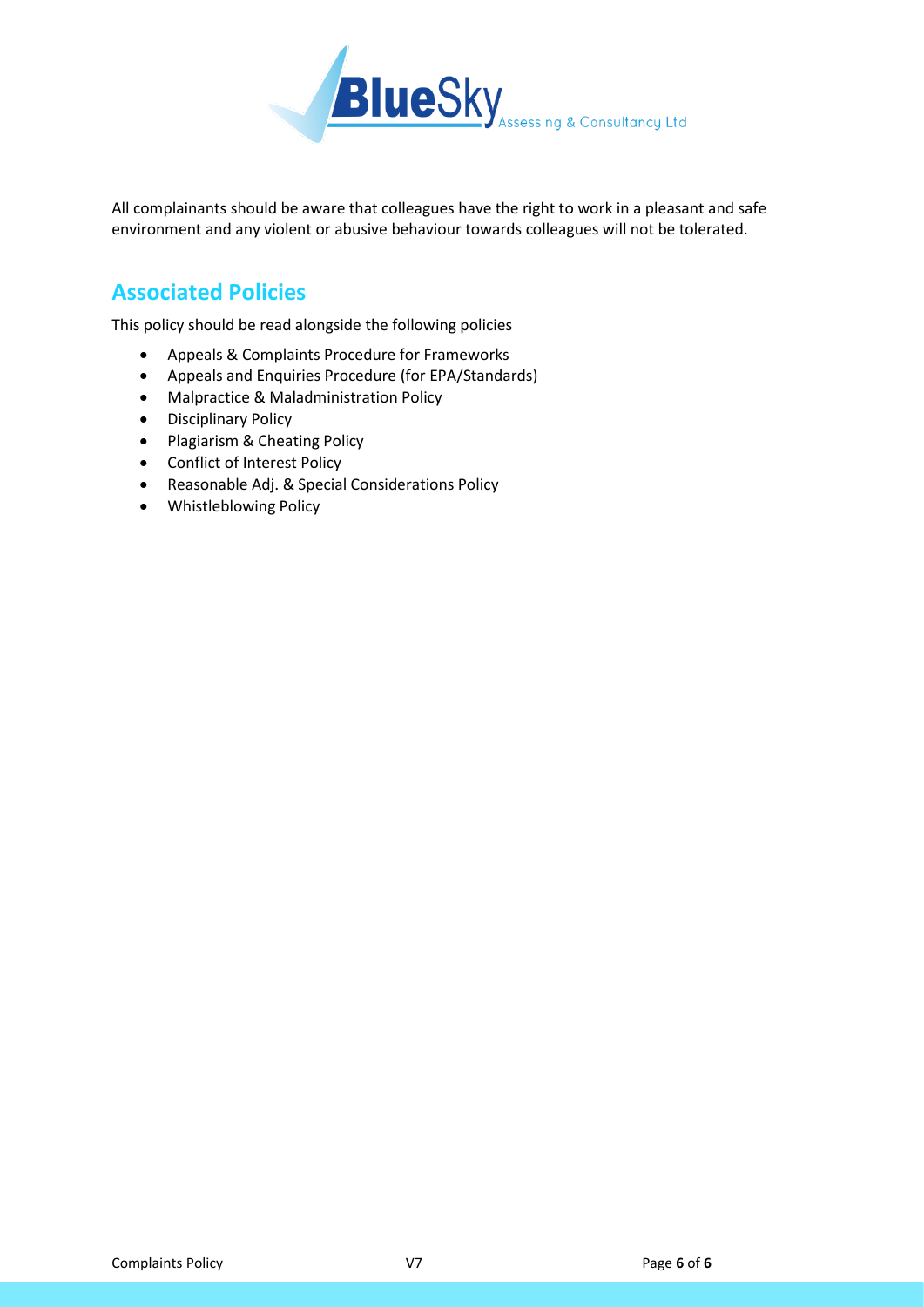All complainants should be aware that colleagues have the right to work in a pleasant and safe environment and any violent or abusive behaviour towards colleagues will not be tolerated.

## Associated Policies

This policy should be read alongside the following policies

- Appeals & Complaints Procedure for Frameworks
- Appeals and Enquiries Procedure (for EPA/Standards)
- Malpractice & Maladministration Policy
- Disciplinary Policy
- Plagiarism & Cheating Policy
- Conflict of Interest Policy
- Reasonable Adj. & Special Considerations Policy
- Whistleblowing Policy